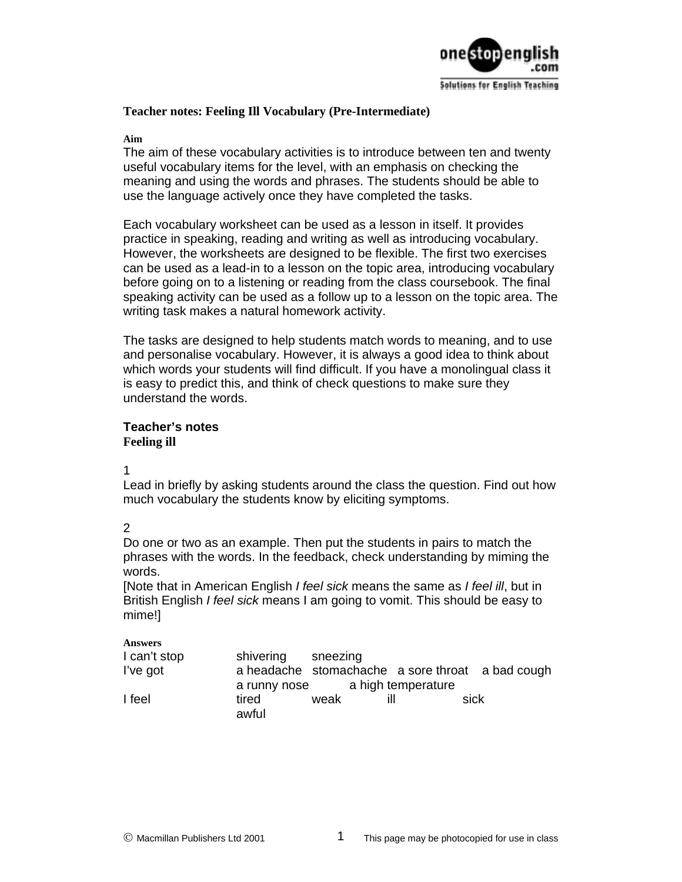## Teacher notes: Feeling Ill Vocabulary (Pre-Intermediate)

**Aim**

The aim of these vocabulary activities is to introduce between ten and twenty useful vocabulary items for the level, with an emphasis on checking the meaning and using the words and phrases. The students should be able to use the language actively once they have completed the tasks.

Each vocabulary worksheet can be used as a lesson in itself. It provides practice in speaking, reading and writing as well as introducing vocabulary. However, the worksheets are designed to be flexible. The first two exercises can be used as a lead-in to a lesson on the topic area, introducing vocabulary before going on to a listening or reading from the class coursebook. The final speaking activity can be used as a follow up to a lesson on the topic area. The writing task makes a natural homework activity.

The tasks are designed to help students match words to meaning, and to use and personalise vocabulary. However, it is always a good idea to think about which words your students will find difficult. If you have a monolingual class it is easy to predict this, and think of check questions to make sure they understand the words.

### Teacher's notes
**Feeling ill**

1

Lead in briefly by asking students around the class the question. Find out how much vocabulary the students know by eliciting symptoms.

2

Do one or two as an example. Then put the students in pairs to match the phrases with the words. In the feedback, check understanding by miming the words.

[Note that in American English *I feel sick* means the same as *I feel ill*, but in British English *I feel sick* means I am going to vomit. This should be easy to mime!]

**Answers**

| | | | | |
|---|---|---|---|---|
| I can't stop | shivering | sneezing | | |
| I've got | a headache | stomachache | a sore throat | a bad cough |
| | a runny nose | a high temperature | | |
| I feel | tired | weak | ill | sick |
| | awful | | | |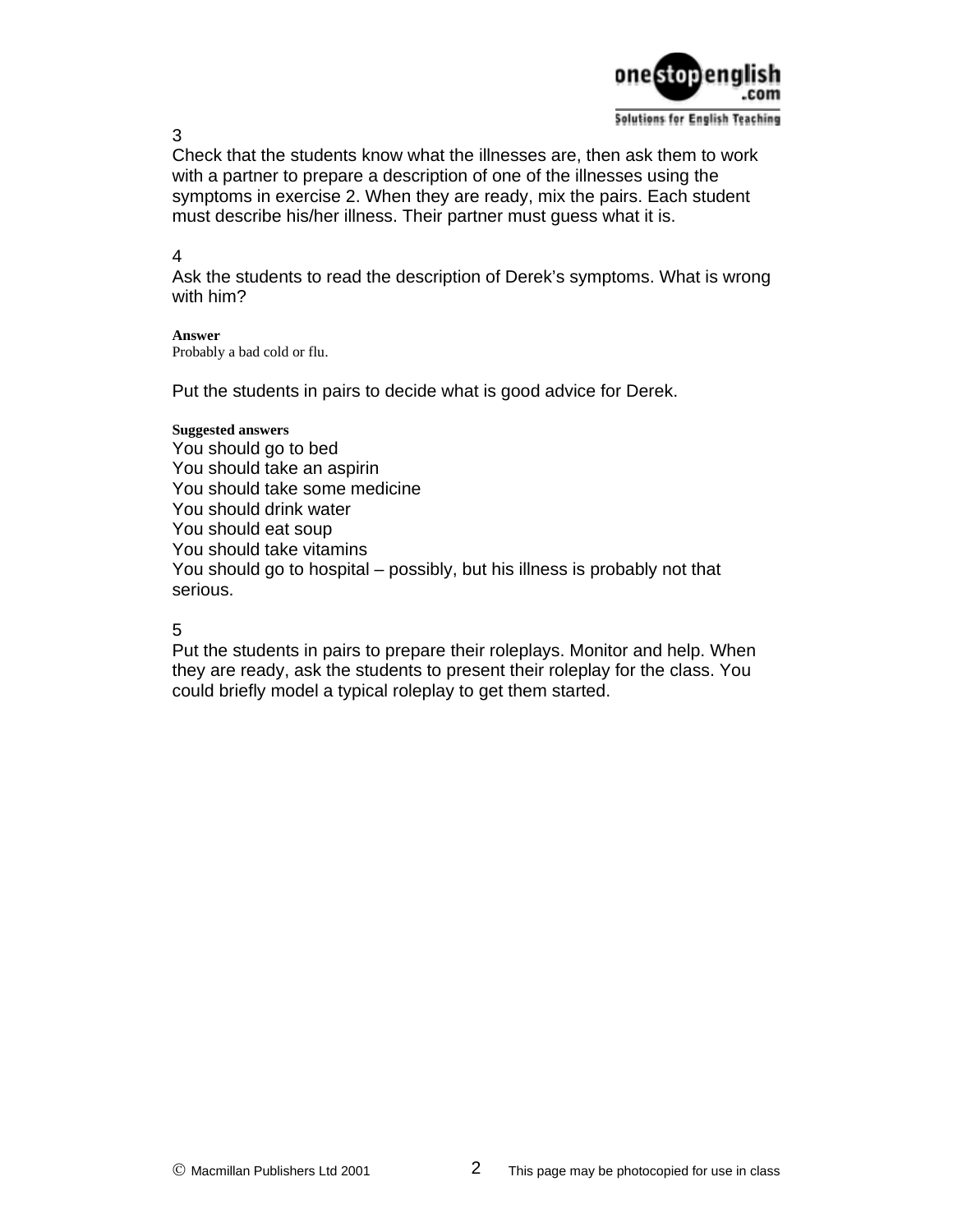3

Check that the students know what the illnesses are, then ask them to work with a partner to prepare a description of one of the illnesses using the symptoms in exercise 2. When they are ready, mix the pairs. Each student must describe his/her illness. Their partner must guess what it is.

4

Ask the students to read the description of Derek's symptoms. What is wrong with him?

**Answer**

Probably a bad cold or flu.

Put the students in pairs to decide what is good advice for Derek.

**Suggested answers**

You should go to bed
You should take an aspirin
You should take some medicine
You should drink water
You should eat soup
You should take vitamins
You should go to hospital – possibly, but his illness is probably not that serious.

5

Put the students in pairs to prepare their roleplays. Monitor and help. When they are ready, ask the students to present their roleplay for the class. You could briefly model a typical roleplay to get them started.